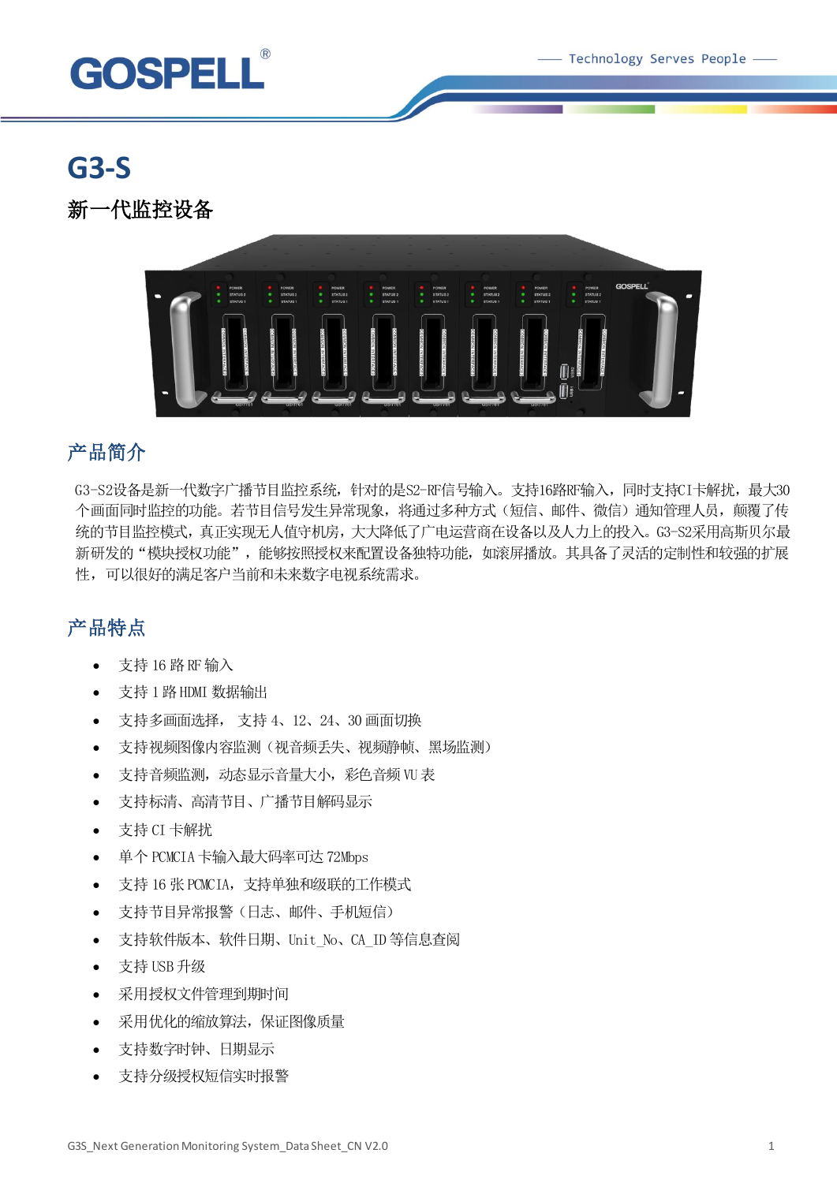# G3-S

## 新一代监控设备

## 产品简介

G3-S2设备是新一代数字广播节目监控系统，针对的是S2-RF信号输入。支持16路RF输入，同时支持CI卡解扰，最大30个画面同时监控的功能。若节目信号发生异常现象，将通过多种方式（短信、邮件、微信）通知管理人员，颠覆了传统的节目监控模式，真正实现无人值守机房，大大降低了广电运营商在设备以及人力上的投入。G3-S2采用高斯贝尔最新研发的“模块授权功能”，能够按照授权来配置设备独特功能，如滚屏播放。其具备了灵活的定制性和较强的扩展性，可以很好的满足客户当前和未来数字电视系统需求。

## 产品特点

- 支持 16 路 RF 输入
- 支持 1 路 HDMI 数据输出
- 支持多画面选择， 支持 4、12、24、30 画面切换
- 支持视频图像内容监测（视音频丢失、视频静帧、黑场监测）
- 支持音频监测，动态显示音量大小，彩色音频 VU 表
- 支持标清、高清节目、广播节目解码显示
- 支持 CI 卡解扰
- 单个 PCMCIA 卡输入最大码率可达 72Mbps
- 支持 16 张 PCMCIA，支持单独和级联的工作模式
- 支持节目异常报警（日志、邮件、手机短信）
- 支持软件版本、软件日期、Unit_No、CA_ID 等信息查阅
- 支持 USB 升级
- 采用授权文件管理到期时间
- 采用优化的缩放算法，保证图像质量
- 支持数字时钟、日期显示
- 支持分级授权短信实时报警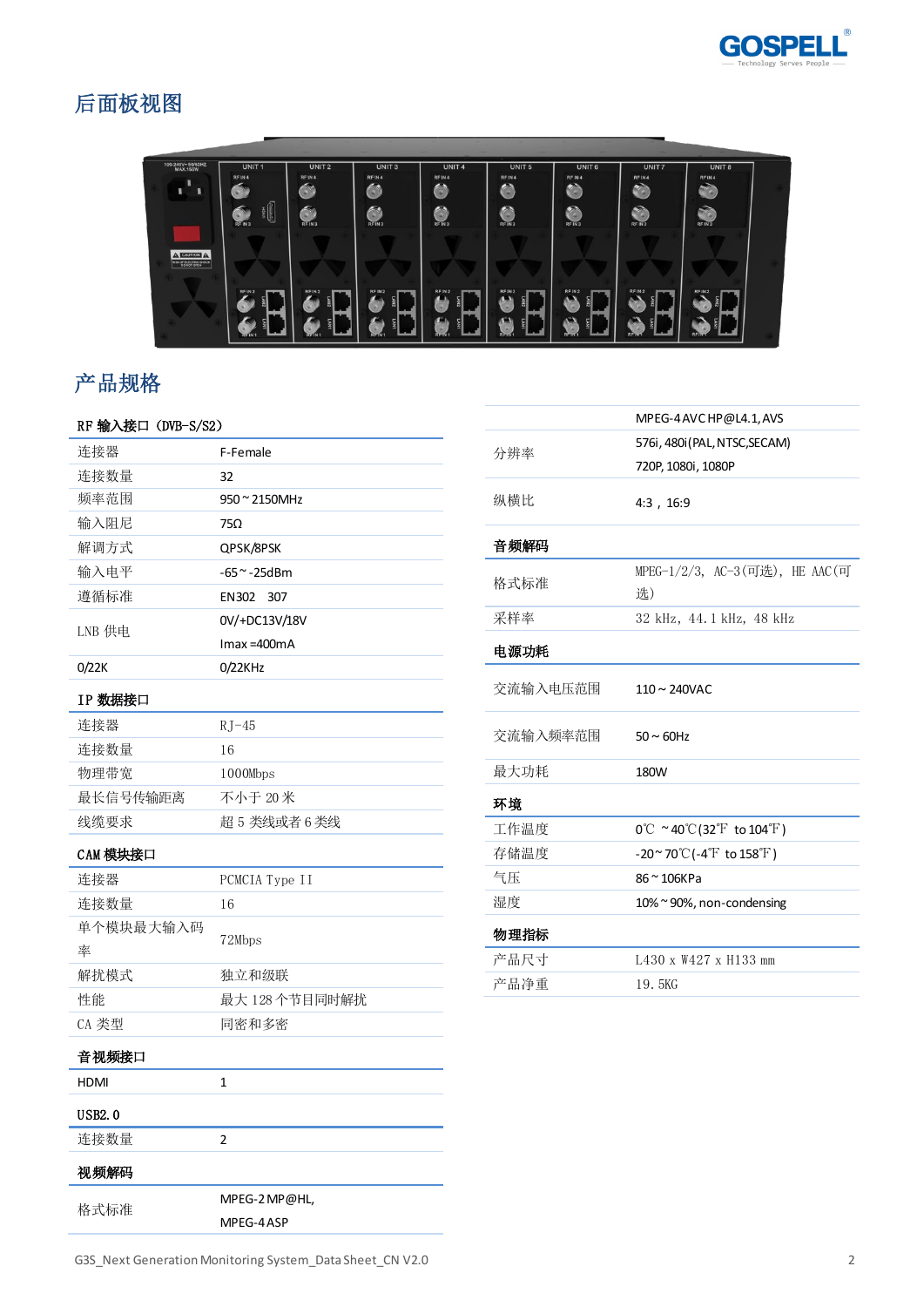## 后面板视图

## 产品规格

**RF 输入接口（DVB-S/S2）**

| | |
|---|---|
| 连接器 | F-Female |
| 连接数量 | 32 |
| 频率范围 | 950 ~ 2150MHz |
| 输入阻尼 | 75Ω |
| 解调方式 | QPSK/8PSK |
| 输入电平 | -65 ~ -25dBm |
| 遵循标准 | EN302　307 |
| LNB 供电 | 0V/+DC13V/18V<br>Imax =400mA |
| 0/22K | 0/22KHz |

**IP 数据接口**

| | |
|---|---|
| 连接器 | RJ-45 |
| 连接数量 | 16 |
| 物理带宽 | 1000Mbps |
| 最长信号传输距离 | 不小于 20 米 |
| 线缆要求 | 超 5 类线或者 6 类线 |

**CAM 模块接口**

| | |
|---|---|
| 连接器 | PCMCIA Type II |
| 连接数量 | 16 |
| 单个模块最大输入码率 | 72Mbps |
| 解扰模式 | 独立和级联 |
| 性能 | 最大 128 个节目同时解扰 |
| CA 类型 | 同密和多密 |

**音视频接口**

| | |
|---|---|
| HDMI | 1 |

**USB2.0**

| | |
|---|---|
| 连接数量 | 2 |

**视频解码**

| | |
|---|---|
| 格式标准 | MPEG-2 MP@HL,<br>MPEG-4 ASP<br>MPEG-4 AVC HP@L4.1, AVS |
| 分辨率 | 576i, 480i (PAL, NTSC,SECAM)<br>720P, 1080i, 1080P |
| 纵横比 | 4:3 ，16:9 |

**音频解码**

| | |
|---|---|
| 格式标准 | MPEG-1/2/3, AC-3(可选), HE AAC(可选) |
| 采样率 | 32 kHz, 44.1 kHz, 48 kHz |

**电源功耗**

| | |
|---|---|
| 交流输入电压范围 | 110 ~ 240VAC |
| 交流输入频率范围 | 50 ~ 60Hz |
| 最大功耗 | 180W |

**环境**

| | |
|---|---|
| 工作温度 | 0℃ ~40℃(32℉ to 104℉) |
| 存储温度 | -20~ 70℃(-4℉ to 158℉) |
| 气压 | 86 ~ 106KPa |
| 湿度 | 10% ~ 90%, non-condensing |

**物理指标**

| | |
|---|---|
| 产品尺寸 | L430 x W427 x H133 mm |
| 产品净重 | 19.5KG |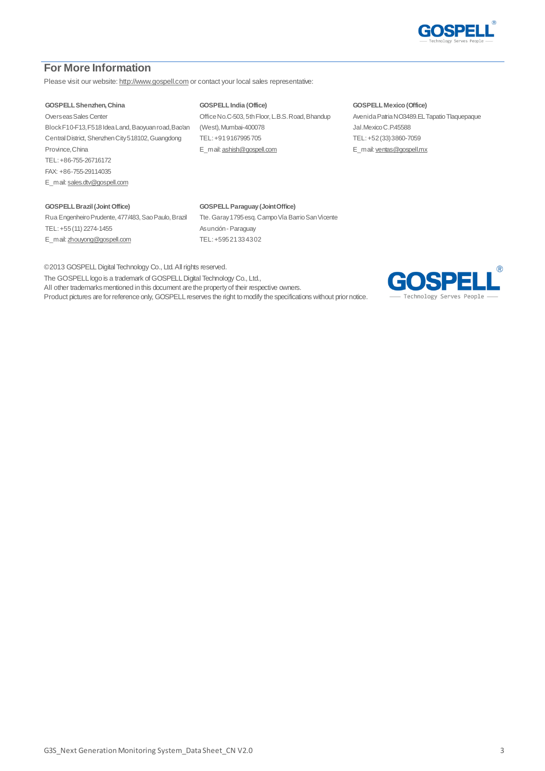## For More Information

Please visit our website: http://www.gospell.com or contact your local sales representative:

**GOSPELL Shenzhen, China**
Overseas Sales Center
Block F10-F13, F518 Idea Land, Baoyuan road, Bao'an Central District, Shenzhen City 518102, Guangdong Province, China
TEL: +86-755-26716172
FAX: +86-755-29114035
E_mail: sales.dtv@gospell.com

**GOSPELL India (Office)**
Office No.C-503, 5th Floor, L.B.S. Road, Bhandup (West), Mumbai-400078
TEL: +91 9167995 705
E_mail: ashish@gospell.com

**GOSPELL Mexico (Office)**
Avenida Patria NO3489.EL Tapatio Tlaquepaque Jal.Mexico C.P45588
TEL: +52 (33) 3860-7059
E_mail: ventas@gospell.mx

**GOSPELL Brazil (Joint Office)**
Rua Engenheiro Prudente, 477/483, Sao Paulo, Brazil
TEL: +55 (11) 2274-1455
E_mail: zhouyong@gospell.com

**GOSPELL Paraguay (Joint Office)**
Tte. Garay 1795 esq. Campo Vía Barrio San Vicente Asunción - Paraguay
TEL: +595 21 334302

©2013 GOSPELL Digital Technology Co., Ltd. All rights reserved.
The GOSPELL logo is a trademark of GOSPELL Digital Technology Co., Ltd.,
All other trademarks mentioned in this document are the property of their respective owners.
Product pictures are for reference only, GOSPELL reserves the right to modify the specifications without prior notice.